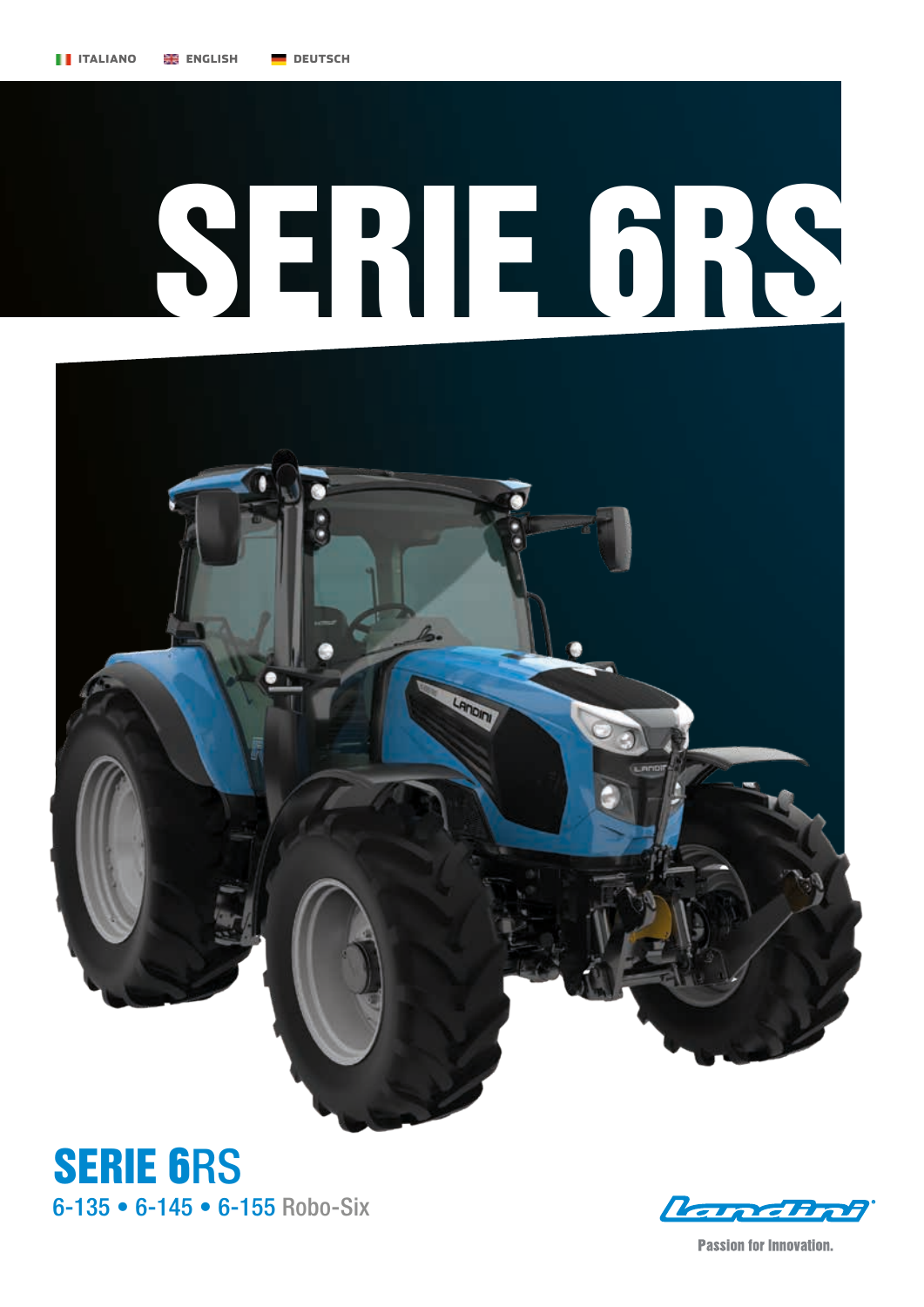ITALIANO ENGLISH DEUTSCH

# SERIE 6RS

## SERIE 6RS

6-135 • 6-145 • 6-155 Robo-Six

Landini

Passion for Innovation.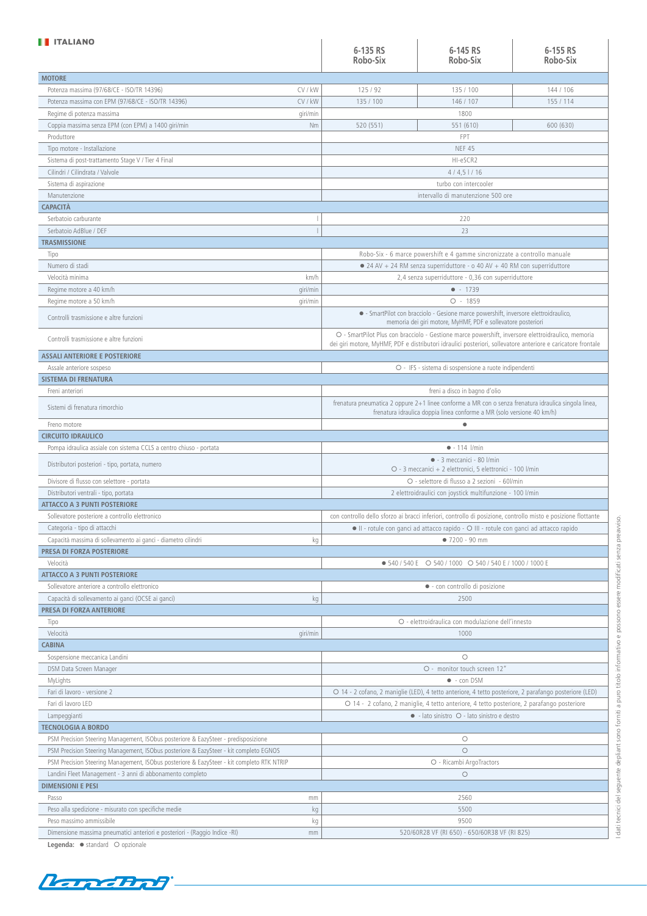ITALIANO

| | | 6-135 RS Robo-Six | 6-145 RS Robo-Six | 6-155 RS Robo-Six |
|---|---|---|---|---|
| **MOTORE** | | | | |
| Potenza massima (97/68/CE - ISO/TR 14396) | CV / kW | 125 / 92 | 135 / 100 | 144 / 106 |
| Potenza massima con EPM (97/68/CE - ISO/TR 14396) | CV / kW | 135 / 100 | 146 / 107 | 155 / 114 |
| Regime di potenza massima | giri/min | | 1800 | |
| Coppia massima senza EPM (con EPM) a 1400 giri/min | Nm | 520 (551) | 551 (610) | 600 (630) |
| Produttore | | | FPT | |
| Tipo motore - Installazione | | | NEF 45 | |
| Sistema di post-trattamento Stage V / Tier 4 Final | | | HI-eSCR2 | |
| Cilindri / Cilindrata / Valvole | | | 4 / 4,5 l / 16 | |
| Sistema di aspirazione | | | turbo con intercooler | |
| Manutenzione | | | intervallo di manutenzione 500 ore | |
| **CAPACITÀ** | | | | |
| Serbatoio carburante | l | | 220 | |
| Serbatoio AdBlue / DEF | l | | 23 | |
| **TRASMISSIONE** | | | | |
| Tipo | | | Robo-Six - 6 marce powershift e 4 gamme sincronizzate a controllo manuale | |
| Numero di stadi | | | ● 24 AV + 24 RM senza superriduttore - o 40 AV + 40 RM con superriduttore | |
| Velocità minima | km/h | | 2,4 senza superriduttore - 0,36 con superriduttore | |
| Regime motore a 40 km/h | giri/min | | ● - 1739 | |
| Regime motore a 50 km/h | giri/min | | ○ - 1859 | |
| Controlli trasmissione e altre funzioni | | | ● - SmartPilot con bracciolo - Gesione marce powershift, inversore elettroidraulico, memoria dei giri motore, MyHMF, PDF e sollevatore posteriori | |
| Controlli trasmissione e altre funzioni | | | ○ - SmartPilot Plus con bracciolo - Gestione marce powershift, inversore elettroidraulico, memoria dei giri motore, MyHMF, PDF e distributori idraulici posteriori, sollevatore anteriore e caricatore frontale | |
| **ASSALI ANTERIORE E POSTERIORE** | | | | |
| Assale anteriore sospeso | | | ○ - IFS - sistema di sospensione a ruote indipendenti | |
| **SISTEMA DI FRENATURA** | | | | |
| Freni anteriori | | | freni a disco in bagno d'olio | |
| Sistemi di frenatura rimorchio | | | frenatura pneumatica 2 oppure 2+1 linee conforme a MR con o senza frenatura idraulica singola linea, frenatura idraulica doppia linea conforme a MR (solo versione 40 km/h) | |
| Freno motore | | | ● | |
| **CIRCUITO IDRAULICO** | | | | |
| Pompa idraulica assiale con sistema CCLS a centro chiuso - portata | | | ● - 114 l/min | |
| Distributori posteriori - tipo, portata, numero | | | ● - 3 meccanici - 80 l/min<br>○ - 3 meccanici + 2 elettronici, 5 elettronici - 100 l/min | |
| Divisore di flusso con selettore - portata | | | ○ - selettore di flusso a 2 sezioni - 60l/min | |
| Distributori ventrali - tipo, portata | | | 2 elettroidraulici con joystick multifunzione - 100 l/min | |
| **ATTACCO A 3 PUNTI POSTERIORE** | | | | |
| Sollevatore posteriore a controllo elettronico | | | con controllo dello sforzo ai bracci inferiori, controllo di posizione, controllo misto e posizione flottante | |
| Categoria - tipo di attacchi | | | ● II - rotule con ganci ad attacco rapido - ○ III - rotule con ganci ad attacco rapido | |
| Capacità massima di sollevamento ai ganci - diametro cilindri | kg | | ● 7200 - 90 mm | |
| **PRESA DI FORZA POSTERIORE** | | | | |
| Velocità | | | ● 540 / 540 E ○ 540 / 1000 ○ 540 / 540 E / 1000 / 1000 E | |
| **ATTACCO A 3 PUNTI POSTERIORE** | | | | |
| Sollevatore anteriore a controllo elettronico | | | ● - con controllo di posizione | |
| Capacità di sollevamento ai ganci (OCSE ai ganci) | kg | | 2500 | |
| **PRESA DI FORZA ANTERIORE** | | | | |
| Tipo | | | ○ - elettroidraulica con modulazione dell'innesto | |
| Velocità | giri/min | | 1000 | |
| **CABINA** | | | | |
| Sospensione meccanica Landini | | | ○ | |
| DSM Data Screen Manager | | | ○ - monitor touch screen 12" | |
| MyLights | | | ● - con DSM | |
| Fari di lavoro - versione 2 | | | ○ 14 - 2 cofano, 2 maniglie (LED), 4 tetto anteriore, 4 tetto posteriore, 2 parafango posteriore (LED) | |
| Fari di lavoro LED | | | ○ 14 - 2 cofano, 2 maniglie, 4 tetto anteriore, 4 tetto posteriore, 2 parafango posteriore | |
| Lampeggianti | | | ● - lato sinistro ○ - lato sinistro e destro | |
| **TECNOLOGIA A BORDO** | | | | |
| PSM Precision Steering Management, ISObus posteriore & EazySteer - predisposizione | | | ○ | |
| PSM Precision Steering Management, ISObus posteriore & EazySteer - kit completo EGNOS | | | ○ | |
| PSM Precision Steering Management, ISObus posteriore & EazySteer - kit completo RTK NTRIP | | | ○ - Ricambi ArgoTractors | |
| Landini Fleet Management - 3 anni di abbonamento completo | | | ○ | |
| **DIMENSIONI E PESI** | | | | |
| Passo | mm | | 2560 | |
| Peso alla spedizione - misurato con specifiche medie | kg | | 5500 | |
| Peso massimo ammissibile | kg | | 9500 | |
| Dimensione massima pneumatici anteriori e posteriori - (Raggio Indice -RI) | mm | | 520/60R28 VF (RI 650) - 650/60R38 VF (RI 825) | |

**Legenda:** ● standard ○ opzionale

I dati tecnici del seguente depliant sono forniti a puro titolo informativo e possono essere modificati senza preavviso.

Landini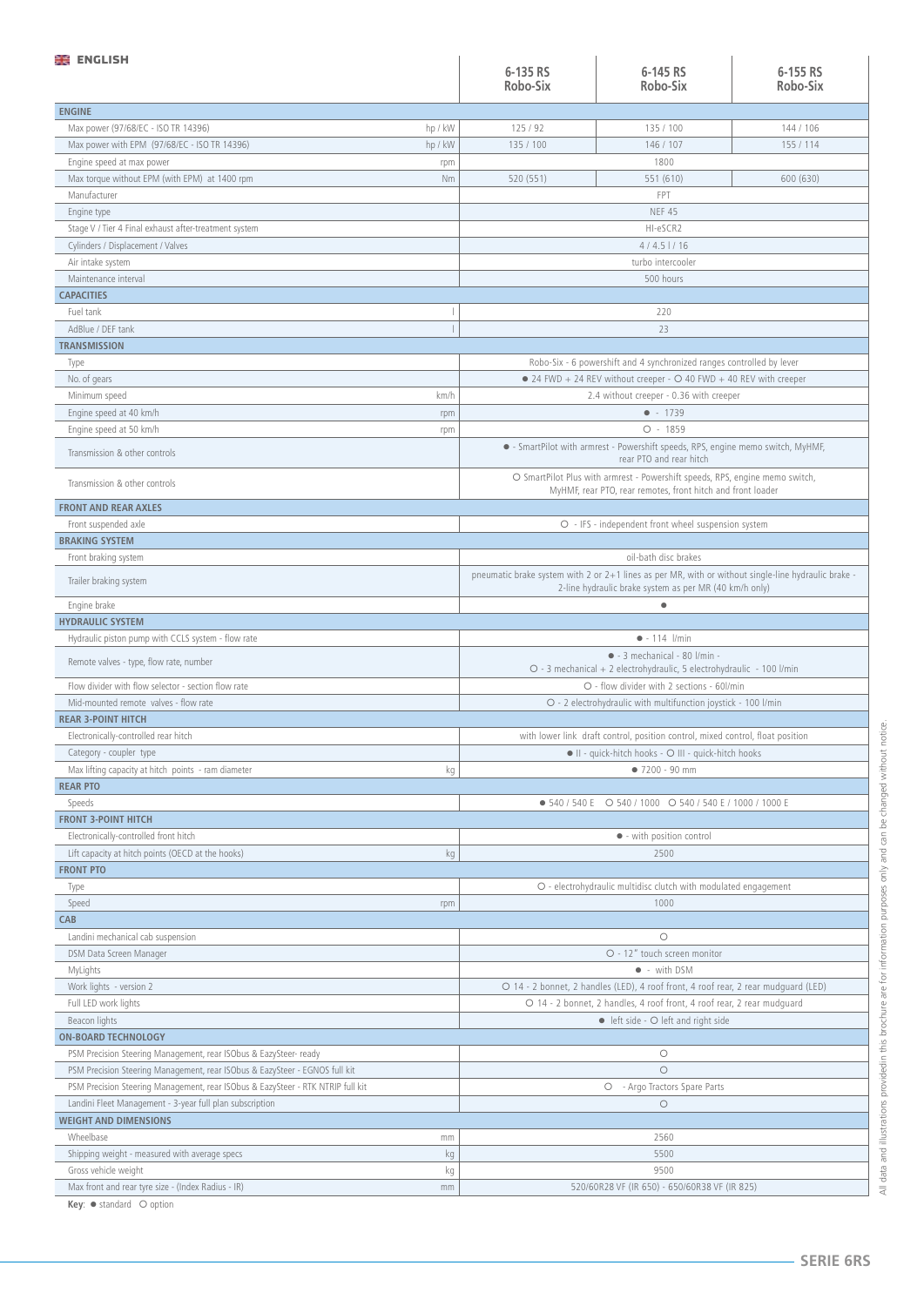ENGLISH

| | | 6-135 RS Robo-Six | 6-145 RS Robo-Six | 6-155 RS Robo-Six |
|---|---|---|---|---|
| **ENGINE** | | | | |
| Max power (97/68/EC - ISO TR 14396) | hp / kW | 125 / 92 | 135 / 100 | 144 / 106 |
| Max power with EPM (97/68/EC - ISO TR 14396) | hp / kW | 135 / 100 | 146 / 107 | 155 / 114 |
| Engine speed at max power | rpm | 1800 | | |
| Max torque without EPM (with EPM) at 1400 rpm | Nm | 520 (551) | 551 (610) | 600 (630) |
| Manufacturer | | FPT | | |
| Engine type | | NEF 45 | | |
| Stage V / Tier 4 Final exhaust after-treatment system | | HI-eSCR2 | | |
| Cylinders / Displacement / Valves | | 4 / 4.5 l / 16 | | |
| Air intake system | | turbo intercooler | | |
| Maintenance interval | | 500 hours | | |
| **CAPACITIES** | | | | |
| Fuel tank | l | 220 | | |
| AdBlue / DEF tank | l | 23 | | |
| **TRANSMISSION** | | | | |
| Type | | Robo-Six - 6 powershift and 4 synchronized ranges controlled by lever | | |
| No. of gears | | ● 24 FWD + 24 REV without creeper - ○ 40 FWD + 40 REV with creeper | | |
| Minimum speed | km/h | 2.4 without creeper - 0.36 with creeper | | |
| Engine speed at 40 km/h | rpm | ● - 1739 | | |
| Engine speed at 50 km/h | rpm | ○ - 1859 | | |
| Transmission & other controls | | ● - SmartPilot with armrest - Powershift speeds, RPS, engine memo switch, MyHMF, rear PTO and rear hitch | | |
| Transmission & other controls | | ○ SmartPilot Plus with armrest - Powershift speeds, RPS, engine memo switch, MyHMF, rear PTO, rear remotes, front hitch and front loader | | |
| **FRONT AND REAR AXLES** | | | | |
| Front suspended axle | | ○ - IFS - independent front wheel suspension system | | |
| **BRAKING SYSTEM** | | | | |
| Front braking system | | oil-bath disc brakes | | |
| Trailer braking system | | pneumatic brake system with 2 or 2+1 lines as per MR, with or without single-line hydraulic brake - 2-line hydraulic brake system as per MR (40 km/h only) | | |
| Engine brake | | ● | | |
| **HYDRAULIC SYSTEM** | | | | |
| Hydraulic piston pump with CCLS system - flow rate | | ● - 114 l/min | | |
| Remote valves - type, flow rate, number | | ● - 3 mechanical - 80 l/min - ○ - 3 mechanical + 2 electrohydraulic, 5 electrohydraulic - 100 l/min | | |
| Flow divider with flow selector - section flow rate | | ○ - flow divider with 2 sections - 60l/min | | |
| Mid-mounted remote valves - flow rate | | ○ - 2 electrohydraulic with multifunction joystick - 100 l/min | | |
| **REAR 3-POINT HITCH** | | | | |
| Electronically-controlled rear hitch | | with lower link draft control, position control, mixed control, float position | | |
| Category - coupler type | | ● II - quick-hitch hooks - ○ III - quick-hitch hooks | | |
| Max lifting capacity at hitch points - ram diameter | kg | ● 7200 - 90 mm | | |
| **REAR PTO** | | | | |
| Speeds | | ● 540 / 540 E ○ 540 / 1000 ○ 540 / 540 E / 1000 / 1000 E | | |
| **FRONT 3-POINT HITCH** | | | | |
| Electronically-controlled front hitch | | ● - with position control | | |
| Lift capacity at hitch points (OECD at the hooks) | kg | 2500 | | |
| **FRONT PTO** | | | | |
| Type | | ○ - electrohydraulic multidisc clutch with modulated engagement | | |
| Speed | rpm | 1000 | | |
| **CAB** | | | | |
| Landini mechanical cab suspension | | ○ | | |
| DSM Data Screen Manager | | ○ - 12" touch screen monitor | | |
| MyLights | | ● - with DSM | | |
| Work lights - version 2 | | ○ 14 - 2 bonnet, 2 handles (LED), 4 roof front, 4 roof rear, 2 rear mudguard (LED) | | |
| Full LED work lights | | ○ 14 - 2 bonnet, 2 handles, 4 roof front, 4 roof rear, 2 rear mudguard | | |
| Beacon lights | | ● left side - ○ left and right side | | |
| **ON-BOARD TECHNOLOGY** | | | | |
| PSM Precision Steering Management, rear ISObus & EazySteer- ready | | ○ | | |
| PSM Precision Steering Management, rear ISObus & EazySteer - EGNOS full kit | | ○ | | |
| PSM Precision Steering Management, rear ISObus & EazySteer - RTK NTRIP full kit | | ○ - Argo Tractors Spare Parts | | |
| Landini Fleet Management - 3-year full plan subscription | | ○ | | |
| **WEIGHT AND DIMENSIONS** | | | | |
| Wheelbase | mm | 2560 | | |
| Shipping weight - measured with average specs | kg | 5500 | | |
| Gross vehicle weight | kg | 9500 | | |
| Max front and rear tyre size - (Index Radius - IR) | mm | 520/60R28 VF (IR 650) - 650/60R38 VF (IR 825) | | |

**Key**: ● standard ○ option

All data and illustrations providedin this brochure are for information purposes only and can be changed without notice.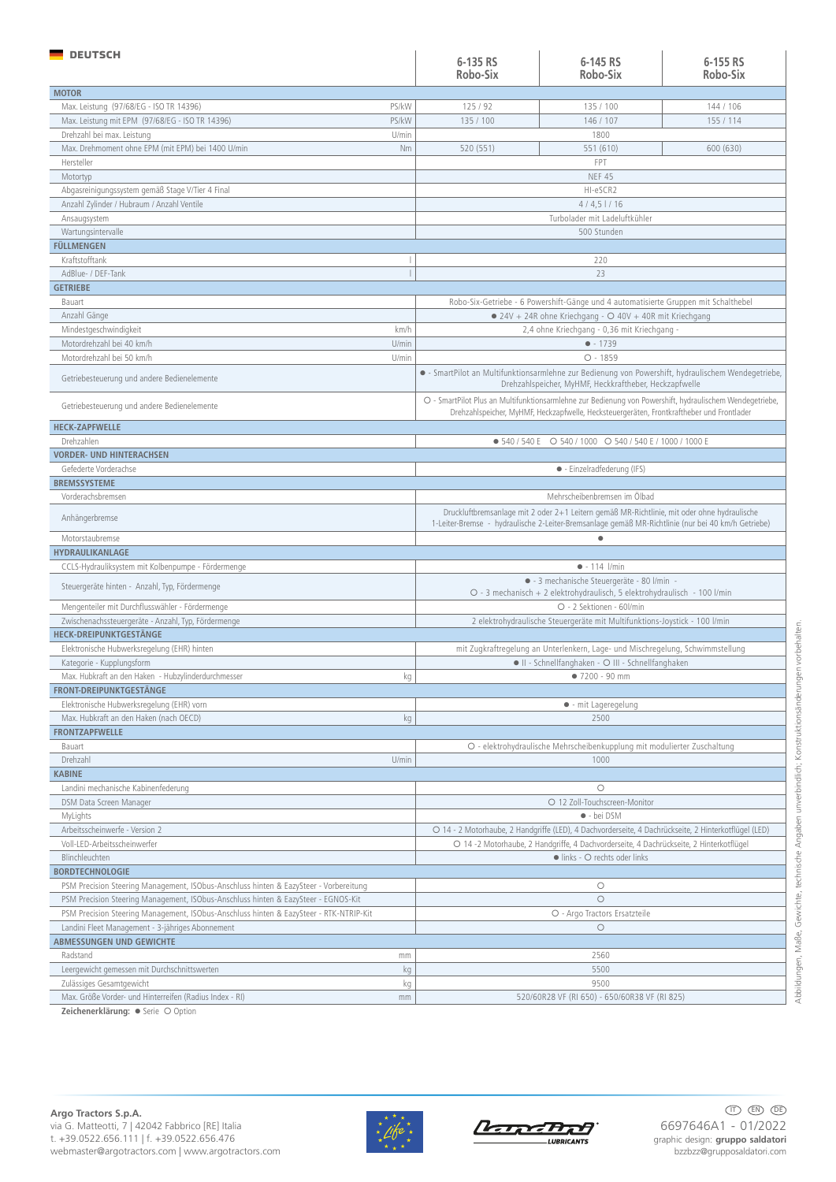DEUTSCH

| | | 6-135 RS Robo-Six | 6-145 RS Robo-Six | 6-155 RS Robo-Six |
|---|---|---|---|---|
| **MOTOR** | | | | |
| Max. Leistung (97/68/EG - ISO TR 14396) | PS/kW | 125 / 92 | 135 / 100 | 144 / 106 |
| Max. Leistung mit EPM (97/68/EG - ISO TR 14396) | PS/kW | 135 / 100 | 146 / 107 | 155 / 114 |
| Drehzahl bei max. Leistung | U/min | 1800 | | |
| Max. Drehmoment ohne EPM (mit EPM) bei 1400 U/min | Nm | 520 (551) | 551 (610) | 600 (630) |
| Hersteller | | FPT | | |
| Motortyp | | NEF 45 | | |
| Abgasreinigungssystem gemäß Stage V/Tier 4 Final | | HI-eSCR2 | | |
| Anzahl Zylinder / Hubraum / Anzahl Ventile | | 4 / 4,5 l / 16 | | |
| Ansaugsystem | | Turbolader mit Ladeluftkühler | | |
| Wartungsintervalle | | 500 Stunden | | |
| **FÜLLMENGEN** | | | | |
| Kraftstofftank | l | 220 | | |
| AdBlue- / DEF-Tank | l | 23 | | |
| **GETRIEBE** | | | | |
| Bauart | | Robo-Six-Getriebe - 6 Powershift-Gänge und 4 automatisierte Gruppen mit Schalthebel | | |
| Anzahl Gänge | | ● 24V + 24R ohne Kriechgang - ○ 40V + 40R mit Kriechgang | | |
| Mindestgeschwindigkeit | km/h | 2,4 ohne Kriechgang - 0,36 mit Kriechgang - | | |
| Motordrehzahl bei 40 km/h | U/min | ● - 1739 | | |
| Motordrehzahl bei 50 km/h | U/min | ○ - 1859 | | |
| Getriebesteuerung und andere Bedienelemente | | ● - SmartPilot an Multifunktionsarmlehne zur Bedienung von Powershift, hydraulischem Wendegetriebe, Drehzahlspeicher, MyHMF, Heckkraftheber, Heckzapfwelle | | |
| Getriebesteuerung und andere Bedienelemente | | ○ - SmartPilot Plus an Multifunktionsarmlehne zur Bedienung von Powershift, hydraulischem Wendegetriebe, Drehzahlspeicher, MyHMF, Heckzapfwelle, Hecksteuergeräten, Frontkraftheber und Frontlader | | |
| **HECK-ZAPFWELLE** | | | | |
| Drehzahlen | | ● 540 / 540 E ○ 540 / 1000 ○ 540 / 540 E / 1000 / 1000 E | | |
| **VORDER- UND HINTERACHSEN** | | | | |
| Gefederte Vorderachse | | ● - Einzelradfederung (IFS) | | |
| **BREMSSYSTEME** | | | | |
| Vorderachsbremsen | | Mehrscheibenbremsen im Ölbad | | |
| Anhängerbremse | | Druckluftbremsanlage mit 2 oder 2+1 Leitern gemäß MR-Richtlinie, mit oder ohne hydraulische 1-Leiter-Bremse - hydraulische 2-Leiter-Bremsanlage gemäß MR-Richtlinie (nur bei 40 km/h Getriebe) | | |
| Motorstaubremse | | ● | | |
| **HYDRAULIKANLAGE** | | | | |
| CCLS-Hydrauliksystem mit Kolbenpumpe - Fördermenge | | ● - 114 l/min | | |
| Steuergeräte hinten - Anzahl, Typ, Fördermenge | | ● - 3 mechanische Steuergeräte - 80 l/min - ○ - 3 mechanisch + 2 elektrohydraulisch, 5 elektrohydraulisch - 100 l/min | | |
| Mengenteiler mit Durchflusswähler - Fördermenge | | ○ - 2 Sektionen - 60l/min | | |
| Zwischenachssteuergeräte - Anzahl, Typ, Fördermenge | | 2 elektrohydraulische Steuergeräte mit Multifunktions-Joystick - 100 l/min | | |
| **HECK-DREIPUNKTGESTÄNGE** | | | | |
| Elektronische Hubwerksregelung (EHR) hinten | | mit Zugkraftregelung an Unterlenkern, Lage- und Mischregelung, Schwimmstellung | | |
| Kategorie - Kupplungsform | | ● II - Schnellfanghaken - ○ III - Schnellfanghaken | | |
| Max. Hubkraft an den Haken - Hubzylinderdurchmesser | kg | ● 7200 - 90 mm | | |
| **FRONT-DREIPUNKTGESTÄNGE** | | | | |
| Elektronische Hubwerksregelung (EHR) vorn | | ● - mit Lageregelung | | |
| Max. Hubkraft an den Haken (nach OECD) | kg | 2500 | | |
| **FRONTZAPFWELLE** | | | | |
| Bauart | | ○ - elektrohydraulische Mehrscheibenkupplung mit modulierter Zuschaltung | | |
| Drehzahl | U/min | 1000 | | |
| **KABINE** | | | | |
| Landini mechanische Kabinenfederung | | ○ | | |
| DSM Data Screen Manager | | ○ 12 Zoll-Touchscreen-Monitor | | |
| MyLights | | ● - bei DSM | | |
| Arbeitsscheinwerfe - Version 2 | | ○ 14 - 2 Motorhaube, 2 Handgriffe (LED), 4 Dachvorderseite, 4 Dachrückseite, 2 Hinterkotflügel (LED) | | |
| Voll-LED-Arbeitsscheinwerfer | | ○ 14 -2 Motorhaube, 2 Handgriffe, 4 Dachvorderseite, 4 Dachrückseite, 2 Hinterkotflügel | | |
| Blinchleuchten | | ● links - ○ rechts oder links | | |
| **BORDTECHNOLOGIE** | | | | |
| PSM Precision Steering Management, ISObus-Anschluss hinten & EazySteer - Vorbereitung | | ○ | | |
| PSM Precision Steering Management, ISObus-Anschluss hinten & EazySteer - EGNOS-Kit | | ○ | | |
| PSM Precision Steering Management, ISObus-Anschluss hinten & EazySteer - RTK-NTRIP-Kit | | ○ - Argo Tractors Ersatzteile | | |
| Landini Fleet Management - 3-jähriges Abonnement | | ○ | | |
| **ABMESSUNGEN UND GEWICHTE** | | | | |
| Radstand | mm | 2560 | | |
| Leergewicht gemessen mit Durchschnittswerten | kg | 5500 | | |
| Zulässiges Gesamtgewicht | kg | 9500 | | |
| Max. Größe Vorder- und Hinterreifen (Radius Index - RI) | mm | 520/60R28 VF (RI 650) - 650/60R38 VF (RI 825) | | |

**Zeichenerklärung:** ● Serie ○ Option

Abbildungen, Maße, Gewichte, technische Angaben unverbindlich; Konstruktionsänderungen vorbehalten.

**Argo Tractors S.p.A.**
via G. Matteotti, 7 | 42042 Fabbrico [RE] Italia
t. +39.0522.656.111 | f. +39.0522.656.476
webmaster@argotractors.com | www.argotractors.com

IT EN DE
6697646A1 - 01/2022
graphic design: **gruppo saldatori**
bzzbzz@grupposaldatori.com